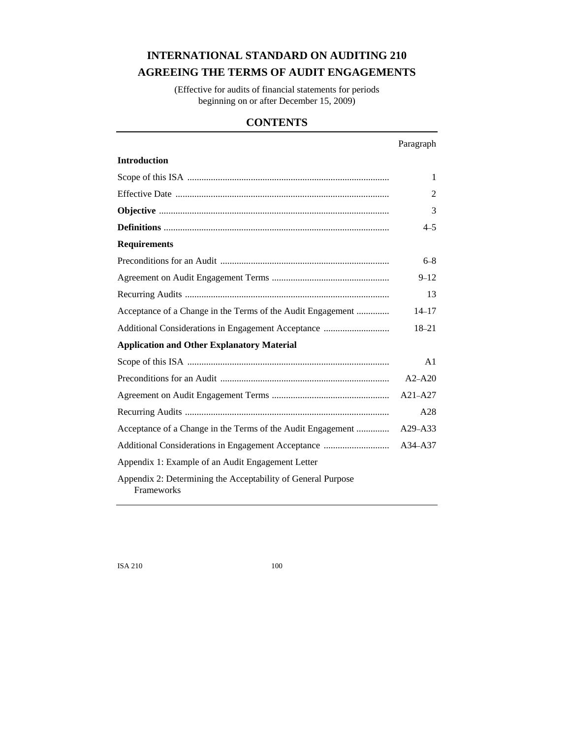# INTERNATIONAL STANDARD ON AUDITING 210

# AGREEING THE TERMS OF AUDIT ENGAGEMENTS

(Effective for audits of financial statements for periods beginning on or after December 15, 2009)

## CONTENTS

| | Paragraph |
|---|---|
| **Introduction** | |
| Scope of this ISA | 1 |
| Effective Date | 2 |
| **Objective** | 3 |
| **Definitions** | 4–5 |
| **Requirements** | |
| Preconditions for an Audit | 6–8 |
| Agreement on Audit Engagement Terms | 9–12 |
| Recurring Audits | 13 |
| Acceptance of a Change in the Terms of the Audit Engagement | 14–17 |
| Additional Considerations in Engagement Acceptance | 18–21 |
| **Application and Other Explanatory Material** | |
| Scope of this ISA | A1 |
| Preconditions for an Audit | A2–A20 |
| Agreement on Audit Engagement Terms | A21–A27 |
| Recurring Audits | A28 |
| Acceptance of a Change in the Terms of the Audit Engagement | A29–A33 |
| Additional Considerations in Engagement Acceptance | A34–A37 |
| Appendix 1: Example of an Audit Engagement Letter | |
| Appendix 2: Determining the Acceptability of General Purpose Frameworks | |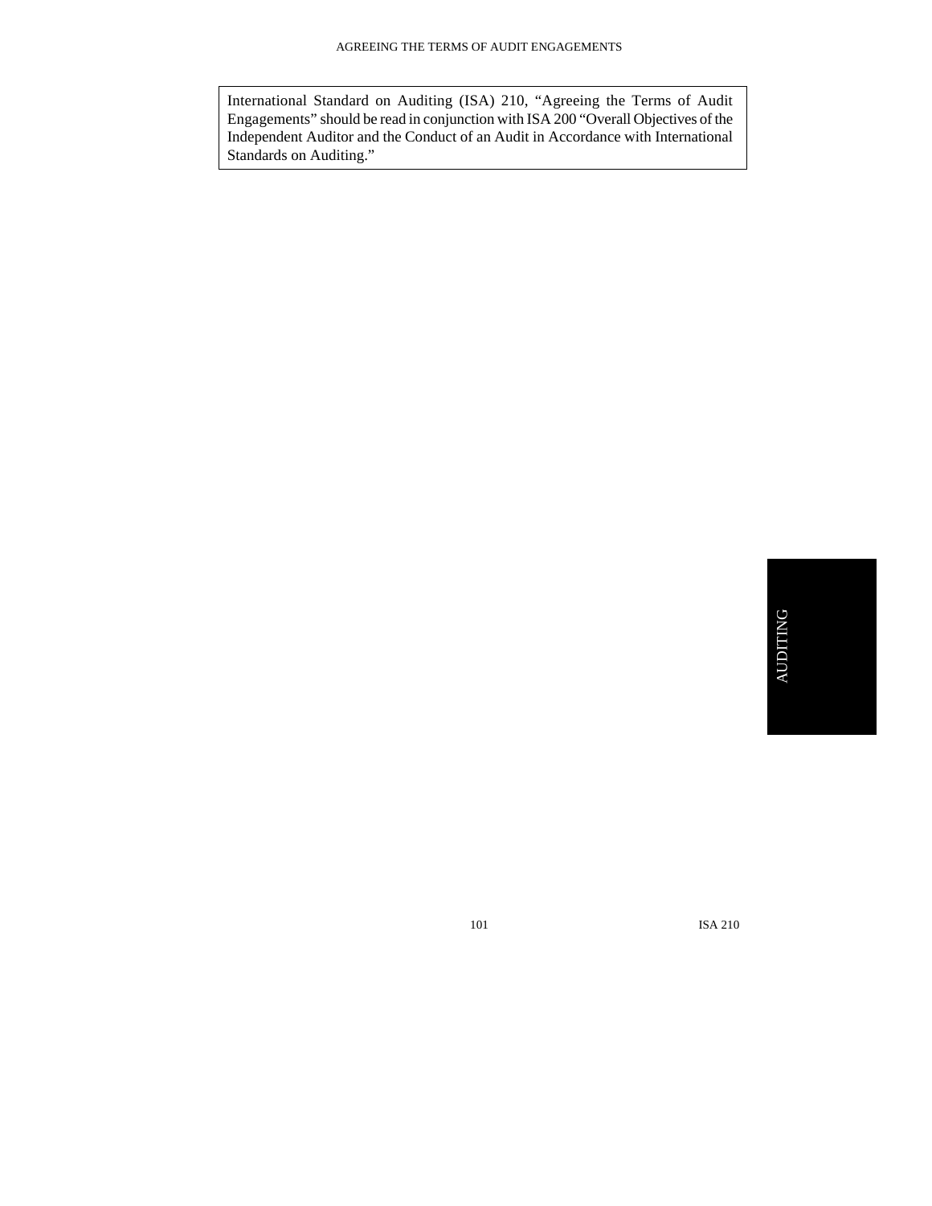International Standard on Auditing (ISA) 210, "Agreeing the Terms of Audit Engagements" should be read in conjunction with ISA 200 "Overall Objectives of the Independent Auditor and the Conduct of an Audit in Accordance with International Standards on Auditing."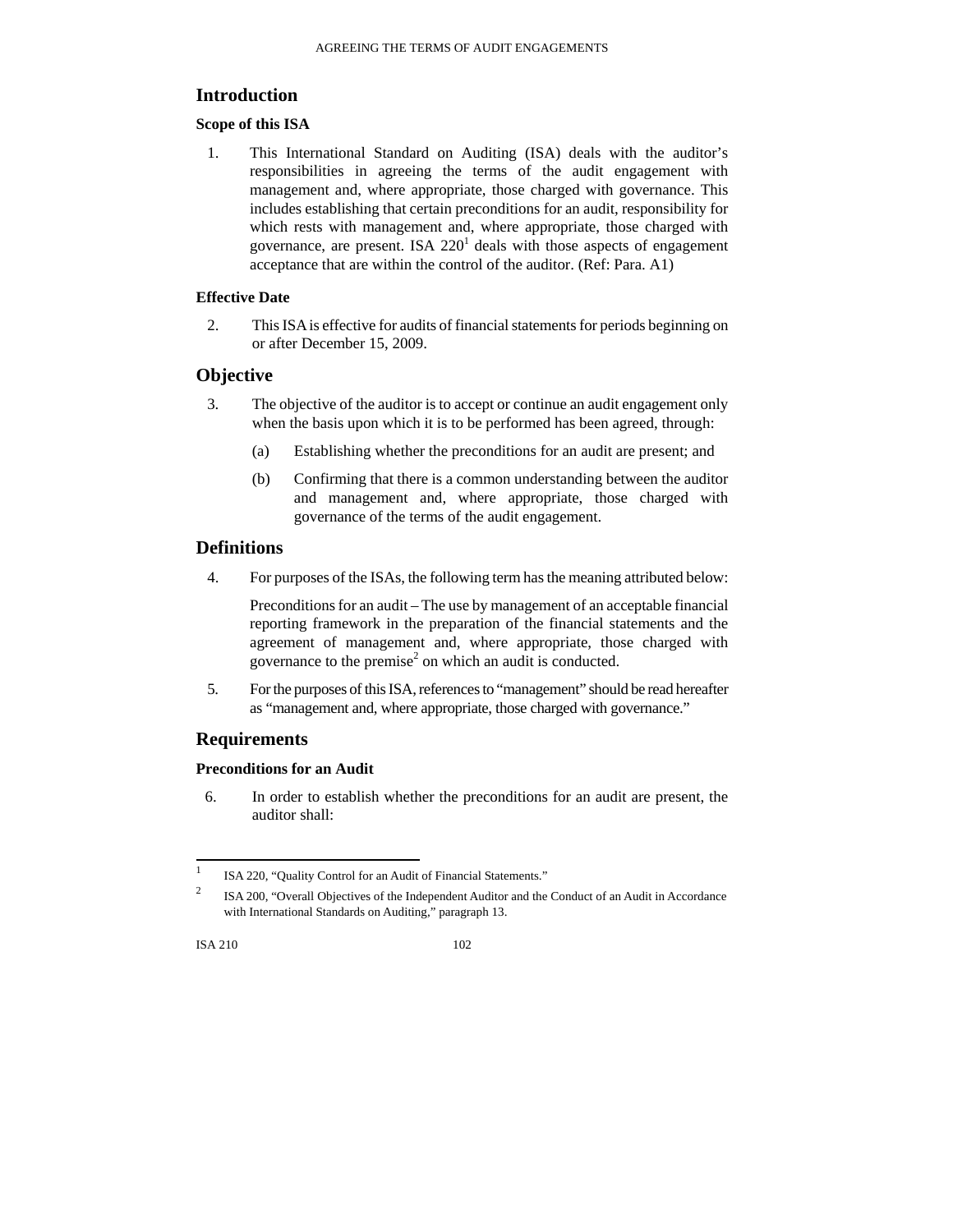## Introduction

### Scope of this ISA

1. This International Standard on Auditing (ISA) deals with the auditor's responsibilities in agreeing the terms of the audit engagement with management and, where appropriate, those charged with governance. This includes establishing that certain preconditions for an audit, responsibility for which rests with management and, where appropriate, those charged with governance, are present. ISA 220[1] deals with those aspects of engagement acceptance that are within the control of the auditor. (Ref: Para. A1)

### Effective Date

2. This ISA is effective for audits of financial statements for periods beginning on or after December 15, 2009.

## Objective

3. The objective of the auditor is to accept or continue an audit engagement only when the basis upon which it is to be performed has been agreed, through:

   (a) Establishing whether the preconditions for an audit are present; and

   (b) Confirming that there is a common understanding between the auditor and management and, where appropriate, those charged with governance of the terms of the audit engagement.

## Definitions

4. For purposes of the ISAs, the following term has the meaning attributed below:

   Preconditions for an audit – The use by management of an acceptable financial reporting framework in the preparation of the financial statements and the agreement of management and, where appropriate, those charged with governance to the premise[2] on which an audit is conducted.

5. For the purposes of this ISA, references to "management" should be read hereafter as "management and, where appropriate, those charged with governance."

## Requirements

### Preconditions for an Audit

6. In order to establish whether the preconditions for an audit are present, the auditor shall:

---

[1] ISA 220, "Quality Control for an Audit of Financial Statements."

[2] ISA 200, "Overall Objectives of the Independent Auditor and the Conduct of an Audit in Accordance with International Standards on Auditing," paragraph 13.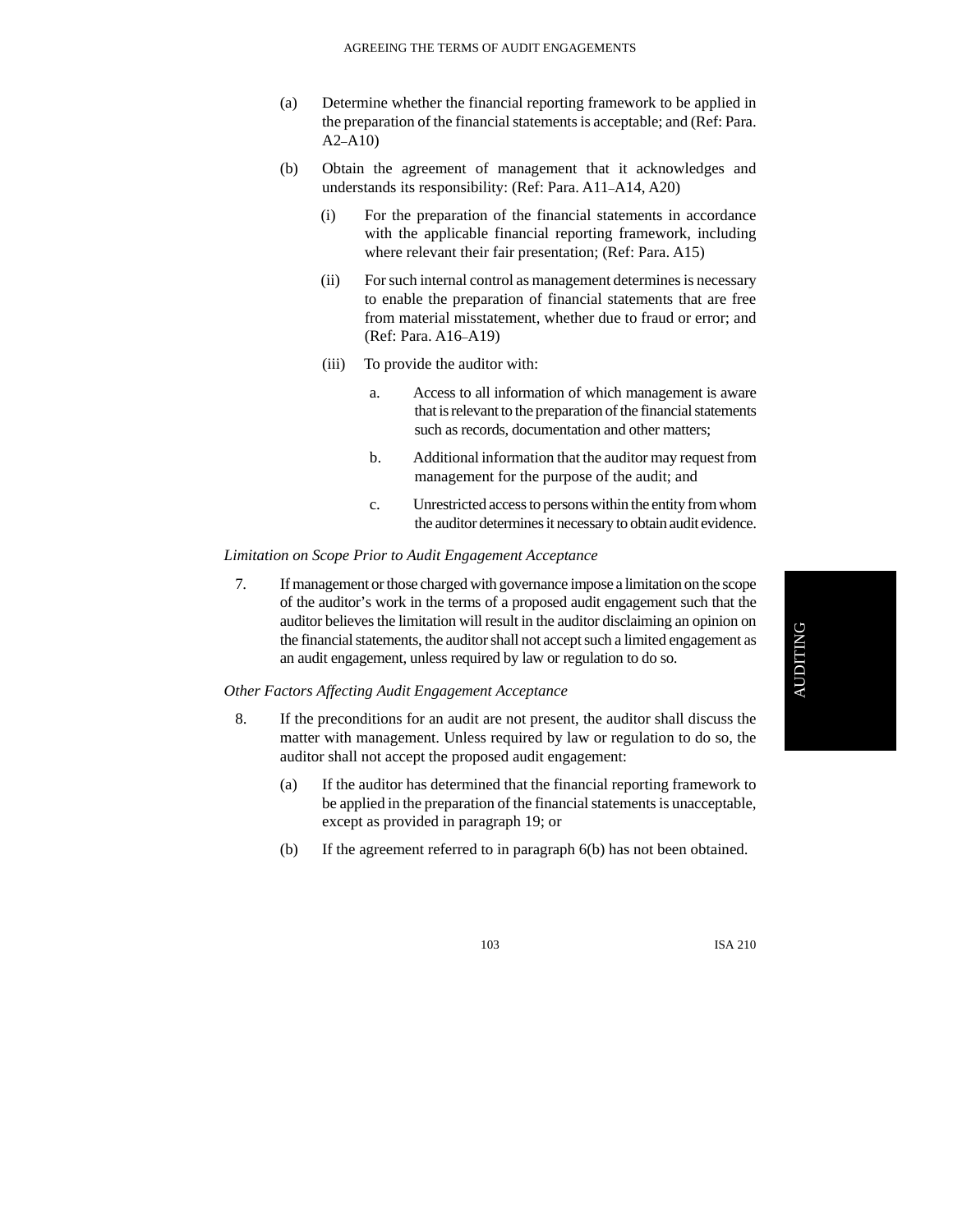(a) Determine whether the financial reporting framework to be applied in the preparation of the financial statements is acceptable; and (Ref: Para. A2–A10)

(b) Obtain the agreement of management that it acknowledges and understands its responsibility: (Ref: Para. A11–A14, A20)

   (i) For the preparation of the financial statements in accordance with the applicable financial reporting framework, including where relevant their fair presentation; (Ref: Para. A15)

   (ii) For such internal control as management determines is necessary to enable the preparation of financial statements that are free from material misstatement, whether due to fraud or error; and (Ref: Para. A16–A19)

   (iii) To provide the auditor with:

      a. Access to all information of which management is aware that is relevant to the preparation of the financial statements such as records, documentation and other matters;

      b. Additional information that the auditor may request from management for the purpose of the audit; and

      c. Unrestricted access to persons within the entity from whom the auditor determines it necessary to obtain audit evidence.

*Limitation on Scope Prior to Audit Engagement Acceptance*

7. If management or those charged with governance impose a limitation on the scope of the auditor's work in the terms of a proposed audit engagement such that the auditor believes the limitation will result in the auditor disclaiming an opinion on the financial statements, the auditor shall not accept such a limited engagement as an audit engagement, unless required by law or regulation to do so.

*Other Factors Affecting Audit Engagement Acceptance*

8. If the preconditions for an audit are not present, the auditor shall discuss the matter with management. Unless required by law or regulation to do so, the auditor shall not accept the proposed audit engagement:

   (a) If the auditor has determined that the financial reporting framework to be applied in the preparation of the financial statements is unacceptable, except as provided in paragraph 19; or

   (b) If the agreement referred to in paragraph 6(b) has not been obtained.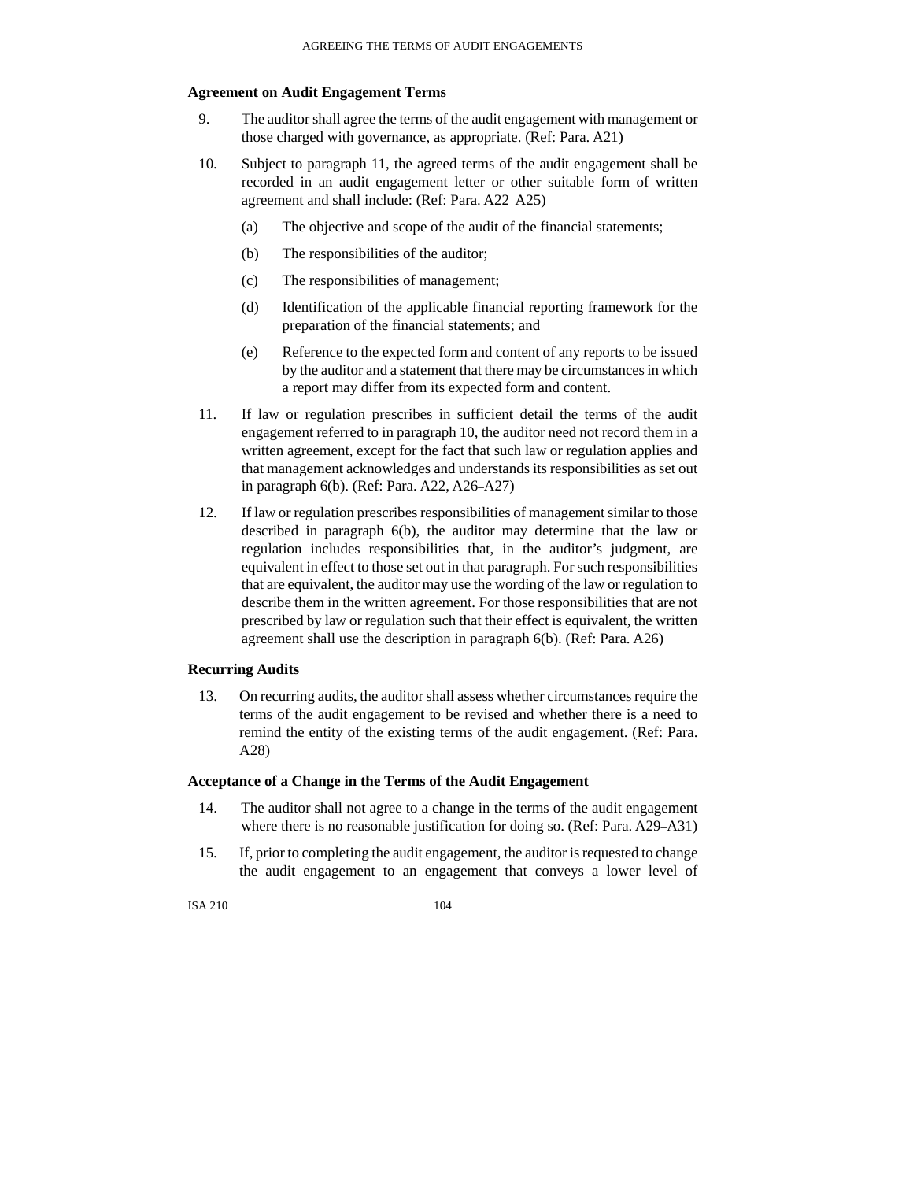### Agreement on Audit Engagement Terms

9. The auditor shall agree the terms of the audit engagement with management or those charged with governance, as appropriate. (Ref: Para. A21)

10. Subject to paragraph 11, the agreed terms of the audit engagement shall be recorded in an audit engagement letter or other suitable form of written agreement and shall include: (Ref: Para. A22–A25)

    (a) The objective and scope of the audit of the financial statements;

    (b) The responsibilities of the auditor;

    (c) The responsibilities of management;

    (d) Identification of the applicable financial reporting framework for the preparation of the financial statements; and

    (e) Reference to the expected form and content of any reports to be issued by the auditor and a statement that there may be circumstances in which a report may differ from its expected form and content.

11. If law or regulation prescribes in sufficient detail the terms of the audit engagement referred to in paragraph 10, the auditor need not record them in a written agreement, except for the fact that such law or regulation applies and that management acknowledges and understands its responsibilities as set out in paragraph 6(b). (Ref: Para. A22, A26–A27)

12. If law or regulation prescribes responsibilities of management similar to those described in paragraph 6(b), the auditor may determine that the law or regulation includes responsibilities that, in the auditor's judgment, are equivalent in effect to those set out in that paragraph. For such responsibilities that are equivalent, the auditor may use the wording of the law or regulation to describe them in the written agreement. For those responsibilities that are not prescribed by law or regulation such that their effect is equivalent, the written agreement shall use the description in paragraph 6(b). (Ref: Para. A26)

### Recurring Audits

13. On recurring audits, the auditor shall assess whether circumstances require the terms of the audit engagement to be revised and whether there is a need to remind the entity of the existing terms of the audit engagement. (Ref: Para. A28)

### Acceptance of a Change in the Terms of the Audit Engagement

14. The auditor shall not agree to a change in the terms of the audit engagement where there is no reasonable justification for doing so. (Ref: Para. A29–A31)

15. If, prior to completing the audit engagement, the auditor is requested to change the audit engagement to an engagement that conveys a lower level of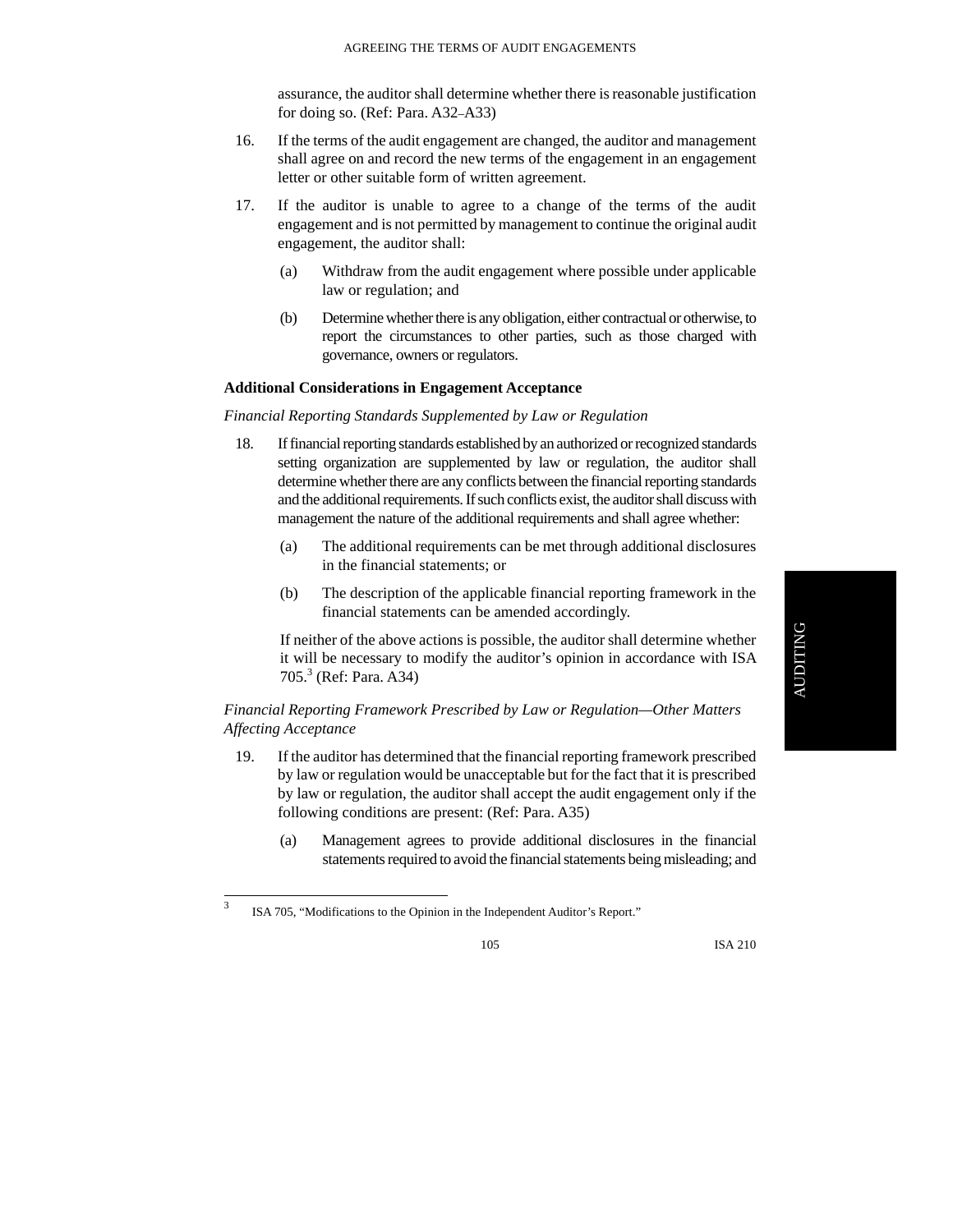assurance, the auditor shall determine whether there is reasonable justification for doing so. (Ref: Para. A32–A33)

16. If the terms of the audit engagement are changed, the auditor and management shall agree on and record the new terms of the engagement in an engagement letter or other suitable form of written agreement.

17. If the auditor is unable to agree to a change of the terms of the audit engagement and is not permitted by management to continue the original audit engagement, the auditor shall:

    (a) Withdraw from the audit engagement where possible under applicable law or regulation; and

    (b) Determine whether there is any obligation, either contractual or otherwise, to report the circumstances to other parties, such as those charged with governance, owners or regulators.

### Additional Considerations in Engagement Acceptance

*Financial Reporting Standards Supplemented by Law or Regulation*

18. If financial reporting standards established by an authorized or recognized standards setting organization are supplemented by law or regulation, the auditor shall determine whether there are any conflicts between the financial reporting standards and the additional requirements. If such conflicts exist, the auditor shall discuss with management the nature of the additional requirements and shall agree whether:

    (a) The additional requirements can be met through additional disclosures in the financial statements; or

    (b) The description of the applicable financial reporting framework in the financial statements can be amended accordingly.

    If neither of the above actions is possible, the auditor shall determine whether it will be necessary to modify the auditor's opinion in accordance with ISA 705.[3] (Ref: Para. A34)

*Financial Reporting Framework Prescribed by Law or Regulation—Other Matters Affecting Acceptance*

19. If the auditor has determined that the financial reporting framework prescribed by law or regulation would be unacceptable but for the fact that it is prescribed by law or regulation, the auditor shall accept the audit engagement only if the following conditions are present: (Ref: Para. A35)

    (a) Management agrees to provide additional disclosures in the financial statements required to avoid the financial statements being misleading; and

[3] ISA 705, "Modifications to the Opinion in the Independent Auditor's Report."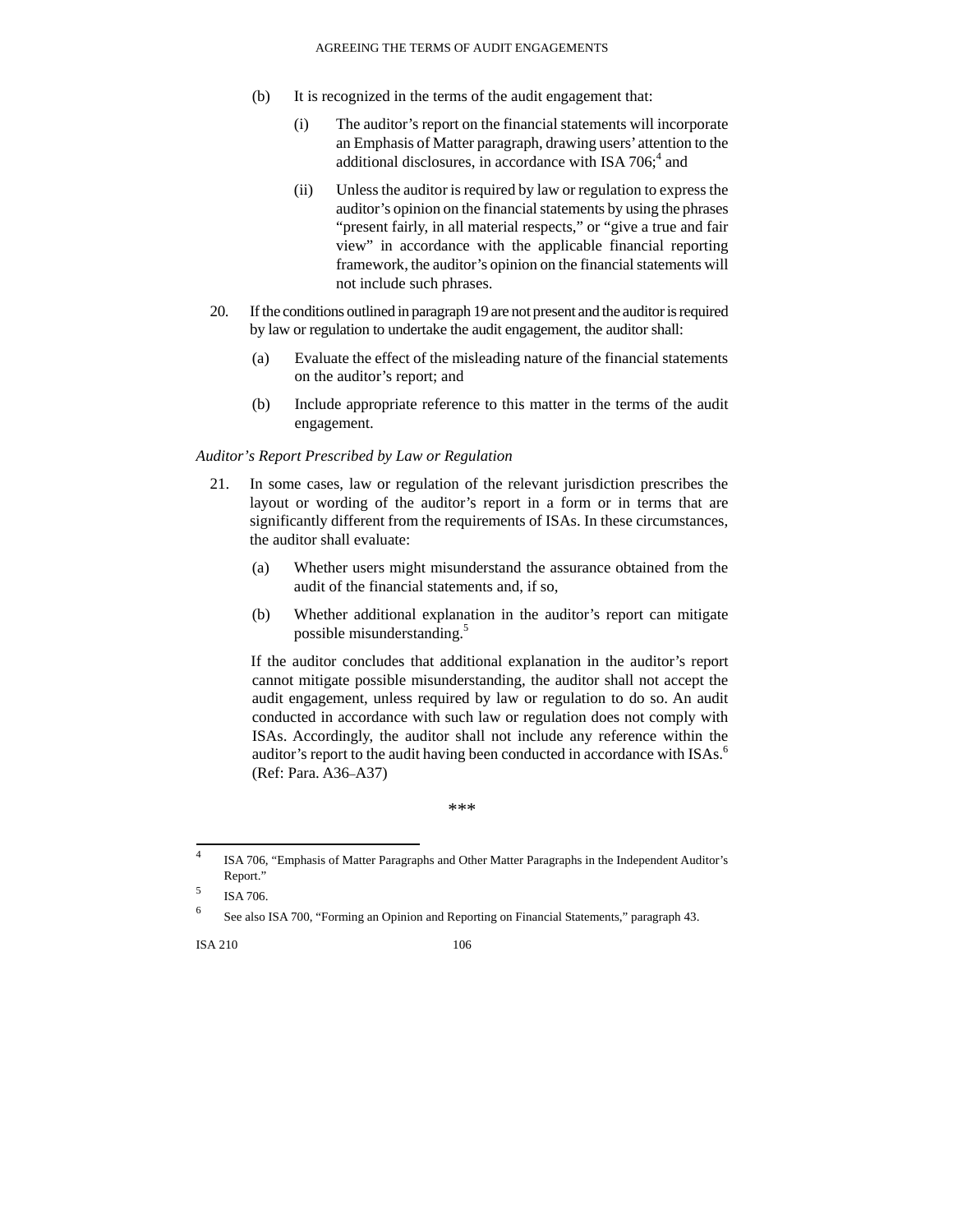(b) It is recognized in the terms of the audit engagement that:

   (i) The auditor's report on the financial statements will incorporate an Emphasis of Matter paragraph, drawing users' attention to the additional disclosures, in accordance with ISA 706;[4] and

   (ii) Unless the auditor is required by law or regulation to express the auditor's opinion on the financial statements by using the phrases "present fairly, in all material respects," or "give a true and fair view" in accordance with the applicable financial reporting framework, the auditor's opinion on the financial statements will not include such phrases.

20. If the conditions outlined in paragraph 19 are not present and the auditor is required by law or regulation to undertake the audit engagement, the auditor shall:

   (a) Evaluate the effect of the misleading nature of the financial statements on the auditor's report; and

   (b) Include appropriate reference to this matter in the terms of the audit engagement.

*Auditor's Report Prescribed by Law or Regulation*

21. In some cases, law or regulation of the relevant jurisdiction prescribes the layout or wording of the auditor's report in a form or in terms that are significantly different from the requirements of ISAs. In these circumstances, the auditor shall evaluate:

   (a) Whether users might misunderstand the assurance obtained from the audit of the financial statements and, if so,

   (b) Whether additional explanation in the auditor's report can mitigate possible misunderstanding.[5]

   If the auditor concludes that additional explanation in the auditor's report cannot mitigate possible misunderstanding, the auditor shall not accept the audit engagement, unless required by law or regulation to do so. An audit conducted in accordance with such law or regulation does not comply with ISAs. Accordingly, the auditor shall not include any reference within the auditor's report to the audit having been conducted in accordance with ISAs.[6] (Ref: Para. A36–A37)

\*\*\*

---

[4] ISA 706, "Emphasis of Matter Paragraphs and Other Matter Paragraphs in the Independent Auditor's Report."

[5] ISA 706.

[6] See also ISA 700, "Forming an Opinion and Reporting on Financial Statements," paragraph 43.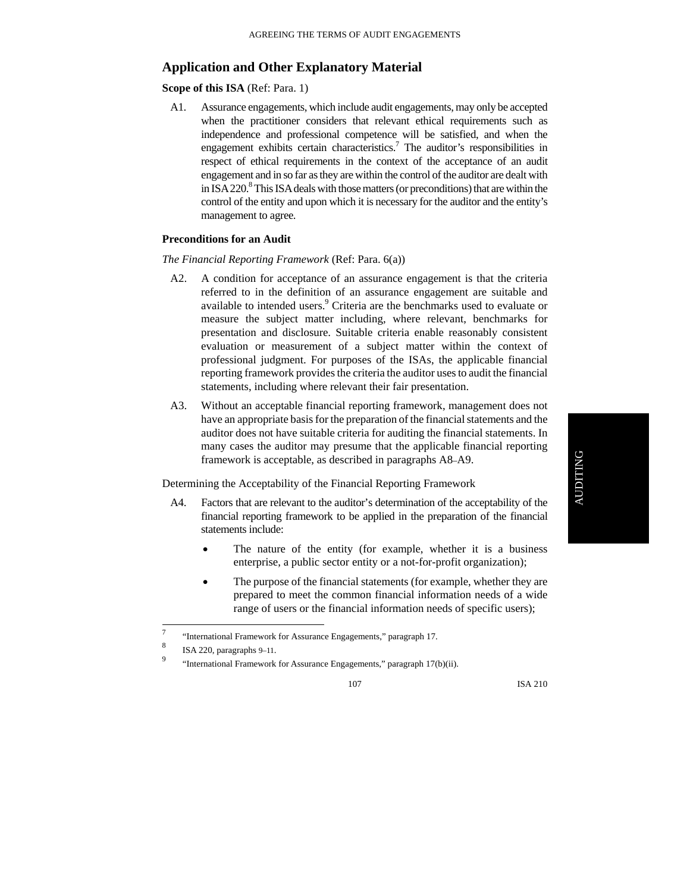## Application and Other Explanatory Material

**Scope of this ISA** (Ref: Para. 1)

A1. Assurance engagements, which include audit engagements, may only be accepted when the practitioner considers that relevant ethical requirements such as independence and professional competence will be satisfied, and when the engagement exhibits certain characteristics.[7] The auditor's responsibilities in respect of ethical requirements in the context of the acceptance of an audit engagement and in so far as they are within the control of the auditor are dealt with in ISA 220.[8] This ISA deals with those matters (or preconditions) that are within the control of the entity and upon which it is necessary for the auditor and the entity's management to agree.

**Preconditions for an Audit**

*The Financial Reporting Framework* (Ref: Para. 6(a))

A2. A condition for acceptance of an assurance engagement is that the criteria referred to in the definition of an assurance engagement are suitable and available to intended users.[9] Criteria are the benchmarks used to evaluate or measure the subject matter including, where relevant, benchmarks for presentation and disclosure. Suitable criteria enable reasonably consistent evaluation or measurement of a subject matter within the context of professional judgment. For purposes of the ISAs, the applicable financial reporting framework provides the criteria the auditor uses to audit the financial statements, including where relevant their fair presentation.

A3. Without an acceptable financial reporting framework, management does not have an appropriate basis for the preparation of the financial statements and the auditor does not have suitable criteria for auditing the financial statements. In many cases the auditor may presume that the applicable financial reporting framework is acceptable, as described in paragraphs A8–A9.

Determining the Acceptability of the Financial Reporting Framework

A4. Factors that are relevant to the auditor's determination of the acceptability of the financial reporting framework to be applied in the preparation of the financial statements include:

- The nature of the entity (for example, whether it is a business enterprise, a public sector entity or a not-for-profit organization);
- The purpose of the financial statements (for example, whether they are prepared to meet the common financial information needs of a wide range of users or the financial information needs of specific users);

---

[7] "International Framework for Assurance Engagements," paragraph 17.

[8] ISA 220, paragraphs 9–11.

[9] "International Framework for Assurance Engagements," paragraph 17(b)(ii).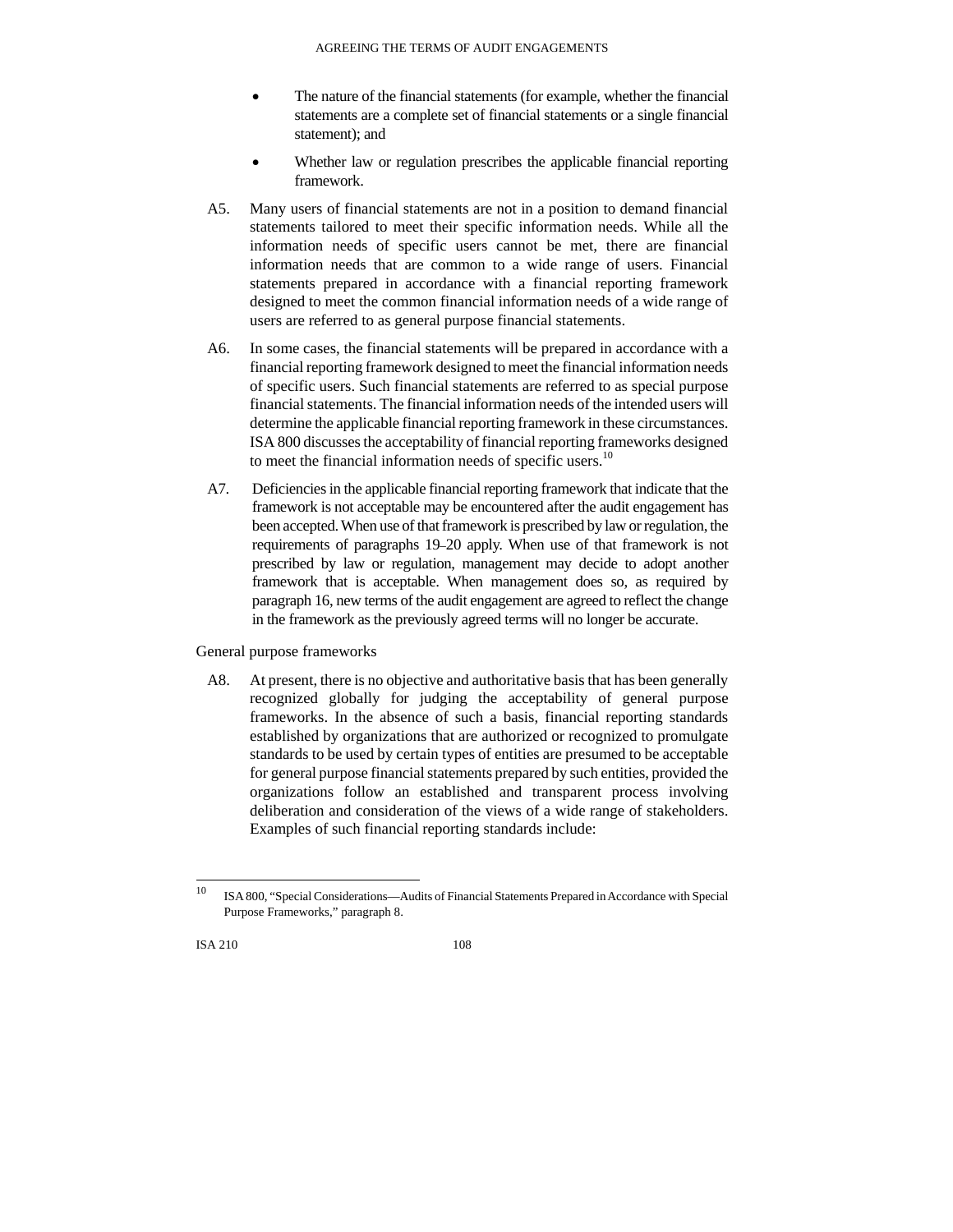- The nature of the financial statements (for example, whether the financial statements are a complete set of financial statements or a single financial statement); and
- Whether law or regulation prescribes the applicable financial reporting framework.

A5. Many users of financial statements are not in a position to demand financial statements tailored to meet their specific information needs. While all the information needs of specific users cannot be met, there are financial information needs that are common to a wide range of users. Financial statements prepared in accordance with a financial reporting framework designed to meet the common financial information needs of a wide range of users are referred to as general purpose financial statements.

A6. In some cases, the financial statements will be prepared in accordance with a financial reporting framework designed to meet the financial information needs of specific users. Such financial statements are referred to as special purpose financial statements. The financial information needs of the intended users will determine the applicable financial reporting framework in these circumstances. ISA 800 discusses the acceptability of financial reporting frameworks designed to meet the financial information needs of specific users.[10]

A7. Deficiencies in the applicable financial reporting framework that indicate that the framework is not acceptable may be encountered after the audit engagement has been accepted. When use of that framework is prescribed by law or regulation, the requirements of paragraphs 19–20 apply. When use of that framework is not prescribed by law or regulation, management may decide to adopt another framework that is acceptable. When management does so, as required by paragraph 16, new terms of the audit engagement are agreed to reflect the change in the framework as the previously agreed terms will no longer be accurate.

General purpose frameworks

A8. At present, there is no objective and authoritative basis that has been generally recognized globally for judging the acceptability of general purpose frameworks. In the absence of such a basis, financial reporting standards established by organizations that are authorized or recognized to promulgate standards to be used by certain types of entities are presumed to be acceptable for general purpose financial statements prepared by such entities, provided the organizations follow an established and transparent process involving deliberation and consideration of the views of a wide range of stakeholders. Examples of such financial reporting standards include:

---

[10] ISA 800, "Special Considerations—Audits of Financial Statements Prepared in Accordance with Special Purpose Frameworks," paragraph 8.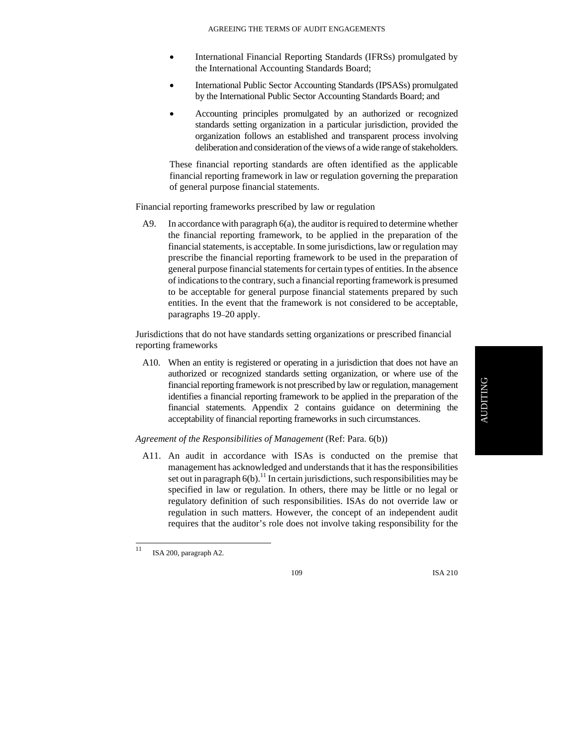- International Financial Reporting Standards (IFRSs) promulgated by the International Accounting Standards Board;
- International Public Sector Accounting Standards (IPSASs) promulgated by the International Public Sector Accounting Standards Board; and
- Accounting principles promulgated by an authorized or recognized standards setting organization in a particular jurisdiction, provided the organization follows an established and transparent process involving deliberation and consideration of the views of a wide range of stakeholders.

These financial reporting standards are often identified as the applicable financial reporting framework in law or regulation governing the preparation of general purpose financial statements.

Financial reporting frameworks prescribed by law or regulation

A9. In accordance with paragraph 6(a), the auditor is required to determine whether the financial reporting framework, to be applied in the preparation of the financial statements, is acceptable. In some jurisdictions, law or regulation may prescribe the financial reporting framework to be used in the preparation of general purpose financial statements for certain types of entities. In the absence of indications to the contrary, such a financial reporting framework is presumed to be acceptable for general purpose financial statements prepared by such entities. In the event that the framework is not considered to be acceptable, paragraphs 19–20 apply.

Jurisdictions that do not have standards setting organizations or prescribed financial reporting frameworks

A10. When an entity is registered or operating in a jurisdiction that does not have an authorized or recognized standards setting organization, or where use of the financial reporting framework is not prescribed by law or regulation, management identifies a financial reporting framework to be applied in the preparation of the financial statements. Appendix 2 contains guidance on determining the acceptability of financial reporting frameworks in such circumstances.

*Agreement of the Responsibilities of Management* (Ref: Para. 6(b))

A11. An audit in accordance with ISAs is conducted on the premise that management has acknowledged and understands that it has the responsibilities set out in paragraph 6(b).[11] In certain jurisdictions, such responsibilities may be specified in law or regulation. In others, there may be little or no legal or regulatory definition of such responsibilities. ISAs do not override law or regulation in such matters. However, the concept of an independent audit requires that the auditor's role does not involve taking responsibility for the

[11] ISA 200, paragraph A2.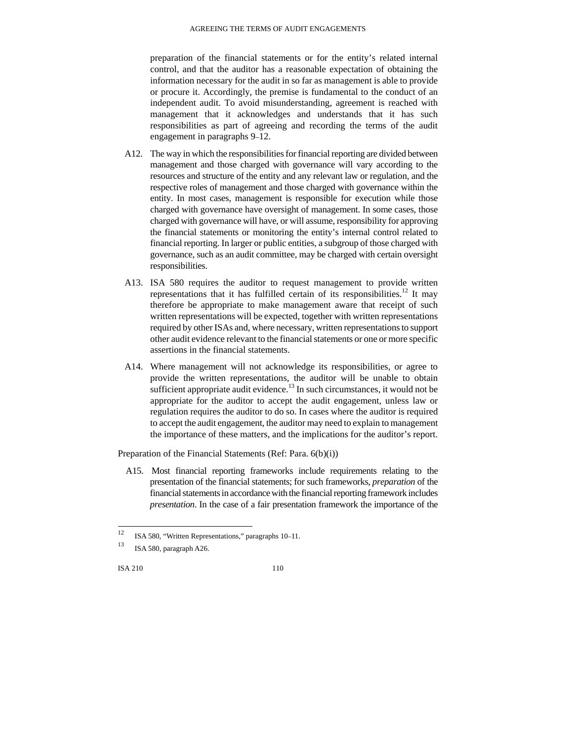preparation of the financial statements or for the entity's related internal control, and that the auditor has a reasonable expectation of obtaining the information necessary for the audit in so far as management is able to provide or procure it. Accordingly, the premise is fundamental to the conduct of an independent audit. To avoid misunderstanding, agreement is reached with management that it acknowledges and understands that it has such responsibilities as part of agreeing and recording the terms of the audit engagement in paragraphs 9–12.

A12. The way in which the responsibilities for financial reporting are divided between management and those charged with governance will vary according to the resources and structure of the entity and any relevant law or regulation, and the respective roles of management and those charged with governance within the entity. In most cases, management is responsible for execution while those charged with governance have oversight of management. In some cases, those charged with governance will have, or will assume, responsibility for approving the financial statements or monitoring the entity's internal control related to financial reporting. In larger or public entities, a subgroup of those charged with governance, such as an audit committee, may be charged with certain oversight responsibilities.

A13. ISA 580 requires the auditor to request management to provide written representations that it has fulfilled certain of its responsibilities.[12] It may therefore be appropriate to make management aware that receipt of such written representations will be expected, together with written representations required by other ISAs and, where necessary, written representations to support other audit evidence relevant to the financial statements or one or more specific assertions in the financial statements.

A14. Where management will not acknowledge its responsibilities, or agree to provide the written representations, the auditor will be unable to obtain sufficient appropriate audit evidence.[13] In such circumstances, it would not be appropriate for the auditor to accept the audit engagement, unless law or regulation requires the auditor to do so. In cases where the auditor is required to accept the audit engagement, the auditor may need to explain to management the importance of these matters, and the implications for the auditor's report.

Preparation of the Financial Statements (Ref: Para. 6(b)(i))

A15. Most financial reporting frameworks include requirements relating to the presentation of the financial statements; for such frameworks, *preparation* of the financial statements in accordance with the financial reporting framework includes *presentation*. In the case of a fair presentation framework the importance of the

[12] ISA 580, "Written Representations," paragraphs 10–11.

[13] ISA 580, paragraph A26.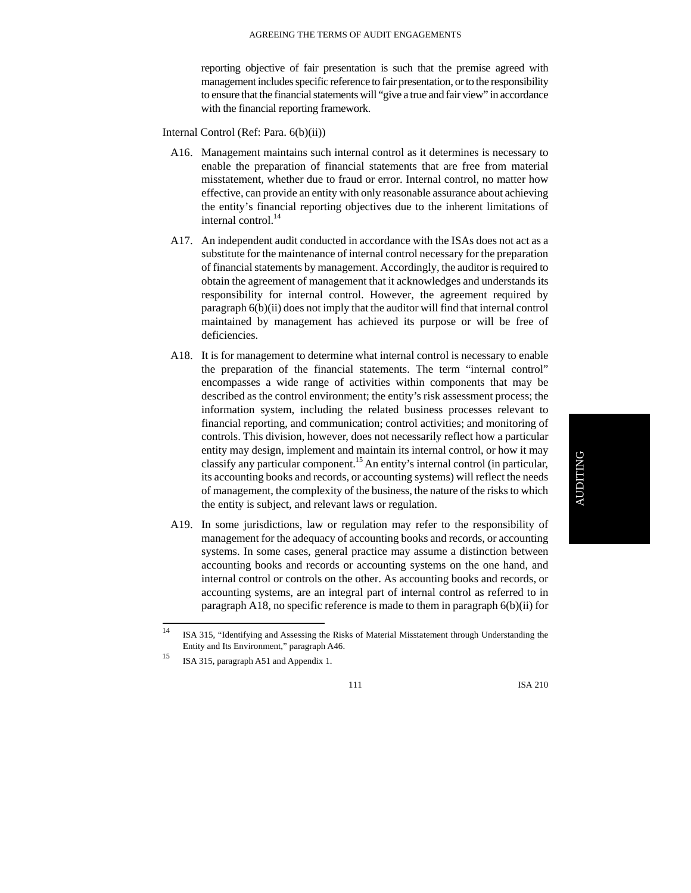reporting objective of fair presentation is such that the premise agreed with management includes specific reference to fair presentation, or to the responsibility to ensure that the financial statements will "give a true and fair view" in accordance with the financial reporting framework.

Internal Control (Ref: Para. 6(b)(ii))

A16. Management maintains such internal control as it determines is necessary to enable the preparation of financial statements that are free from material misstatement, whether due to fraud or error. Internal control, no matter how effective, can provide an entity with only reasonable assurance about achieving the entity's financial reporting objectives due to the inherent limitations of internal control.[14]

A17. An independent audit conducted in accordance with the ISAs does not act as a substitute for the maintenance of internal control necessary for the preparation of financial statements by management. Accordingly, the auditor is required to obtain the agreement of management that it acknowledges and understands its responsibility for internal control. However, the agreement required by paragraph 6(b)(ii) does not imply that the auditor will find that internal control maintained by management has achieved its purpose or will be free of deficiencies.

A18. It is for management to determine what internal control is necessary to enable the preparation of the financial statements. The term "internal control" encompasses a wide range of activities within components that may be described as the control environment; the entity's risk assessment process; the information system, including the related business processes relevant to financial reporting, and communication; control activities; and monitoring of controls. This division, however, does not necessarily reflect how a particular entity may design, implement and maintain its internal control, or how it may classify any particular component.[15] An entity's internal control (in particular, its accounting books and records, or accounting systems) will reflect the needs of management, the complexity of the business, the nature of the risks to which the entity is subject, and relevant laws or regulation.

A19. In some jurisdictions, law or regulation may refer to the responsibility of management for the adequacy of accounting books and records, or accounting systems. In some cases, general practice may assume a distinction between accounting books and records or accounting systems on the one hand, and internal control or controls on the other. As accounting books and records, or accounting systems, are an integral part of internal control as referred to in paragraph A18, no specific reference is made to them in paragraph 6(b)(ii) for

---

[14] ISA 315, "Identifying and Assessing the Risks of Material Misstatement through Understanding the Entity and Its Environment," paragraph A46.

[15] ISA 315, paragraph A51 and Appendix 1.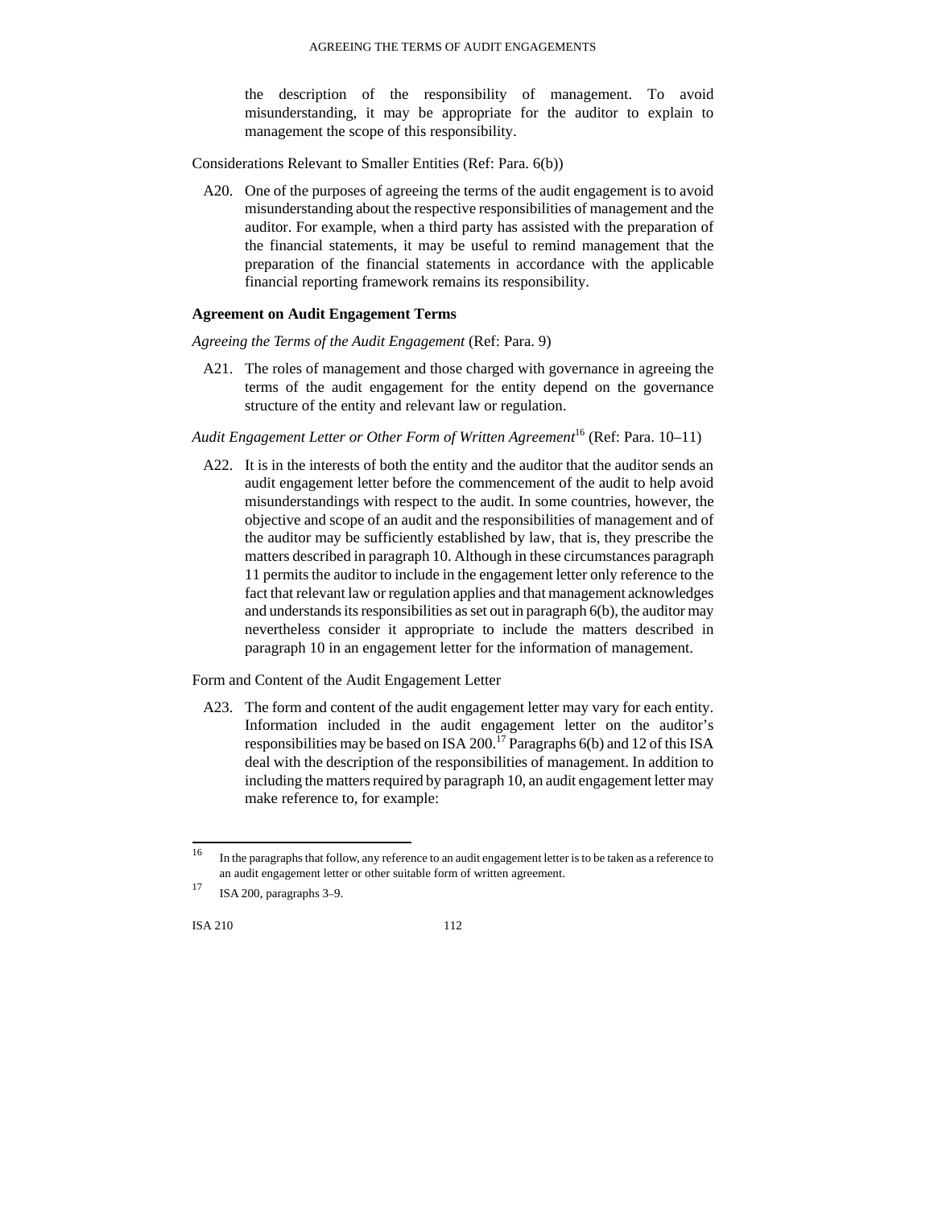the description of the responsibility of management. To avoid misunderstanding, it may be appropriate for the auditor to explain to management the scope of this responsibility.

Considerations Relevant to Smaller Entities (Ref: Para. 6(b))

A20. One of the purposes of agreeing the terms of the audit engagement is to avoid misunderstanding about the respective responsibilities of management and the auditor. For example, when a third party has assisted with the preparation of the financial statements, it may be useful to remind management that the preparation of the financial statements in accordance with the applicable financial reporting framework remains its responsibility.

### Agreement on Audit Engagement Terms

*Agreeing the Terms of the Audit Engagement* (Ref: Para. 9)

A21. The roles of management and those charged with governance in agreeing the terms of the audit engagement for the entity depend on the governance structure of the entity and relevant law or regulation.

*Audit Engagement Letter or Other Form of Written Agreement*[16] (Ref: Para. 10–11)

A22. It is in the interests of both the entity and the auditor that the auditor sends an audit engagement letter before the commencement of the audit to help avoid misunderstandings with respect to the audit. In some countries, however, the objective and scope of an audit and the responsibilities of management and of the auditor may be sufficiently established by law, that is, they prescribe the matters described in paragraph 10. Although in these circumstances paragraph 11 permits the auditor to include in the engagement letter only reference to the fact that relevant law or regulation applies and that management acknowledges and understands its responsibilities as set out in paragraph 6(b), the auditor may nevertheless consider it appropriate to include the matters described in paragraph 10 in an engagement letter for the information of management.

Form and Content of the Audit Engagement Letter

A23. The form and content of the audit engagement letter may vary for each entity. Information included in the audit engagement letter on the auditor's responsibilities may be based on ISA 200.[17] Paragraphs 6(b) and 12 of this ISA deal with the description of the responsibilities of management. In addition to including the matters required by paragraph 10, an audit engagement letter may make reference to, for example:

---

[16] In the paragraphs that follow, any reference to an audit engagement letter is to be taken as a reference to an audit engagement letter or other suitable form of written agreement.

[17] ISA 200, paragraphs 3–9.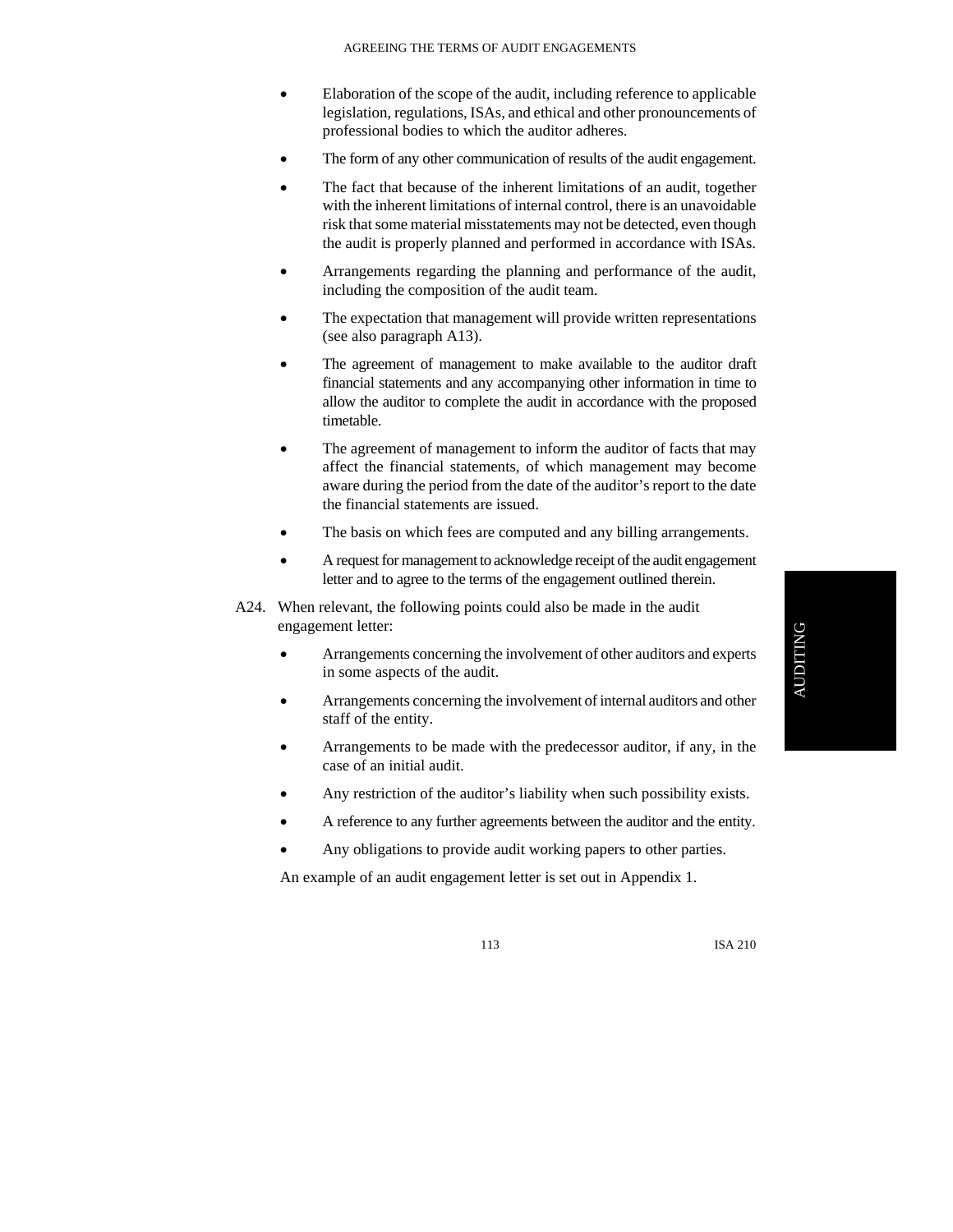- Elaboration of the scope of the audit, including reference to applicable legislation, regulations, ISAs, and ethical and other pronouncements of professional bodies to which the auditor adheres.
- The form of any other communication of results of the audit engagement.
- The fact that because of the inherent limitations of an audit, together with the inherent limitations of internal control, there is an unavoidable risk that some material misstatements may not be detected, even though the audit is properly planned and performed in accordance with ISAs.
- Arrangements regarding the planning and performance of the audit, including the composition of the audit team.
- The expectation that management will provide written representations (see also paragraph A13).
- The agreement of management to make available to the auditor draft financial statements and any accompanying other information in time to allow the auditor to complete the audit in accordance with the proposed timetable.
- The agreement of management to inform the auditor of facts that may affect the financial statements, of which management may become aware during the period from the date of the auditor's report to the date the financial statements are issued.
- The basis on which fees are computed and any billing arrangements.
- A request for management to acknowledge receipt of the audit engagement letter and to agree to the terms of the engagement outlined therein.

A24. When relevant, the following points could also be made in the audit engagement letter:

- Arrangements concerning the involvement of other auditors and experts in some aspects of the audit.
- Arrangements concerning the involvement of internal auditors and other staff of the entity.
- Arrangements to be made with the predecessor auditor, if any, in the case of an initial audit.
- Any restriction of the auditor's liability when such possibility exists.
- A reference to any further agreements between the auditor and the entity.
- Any obligations to provide audit working papers to other parties.

An example of an audit engagement letter is set out in Appendix 1.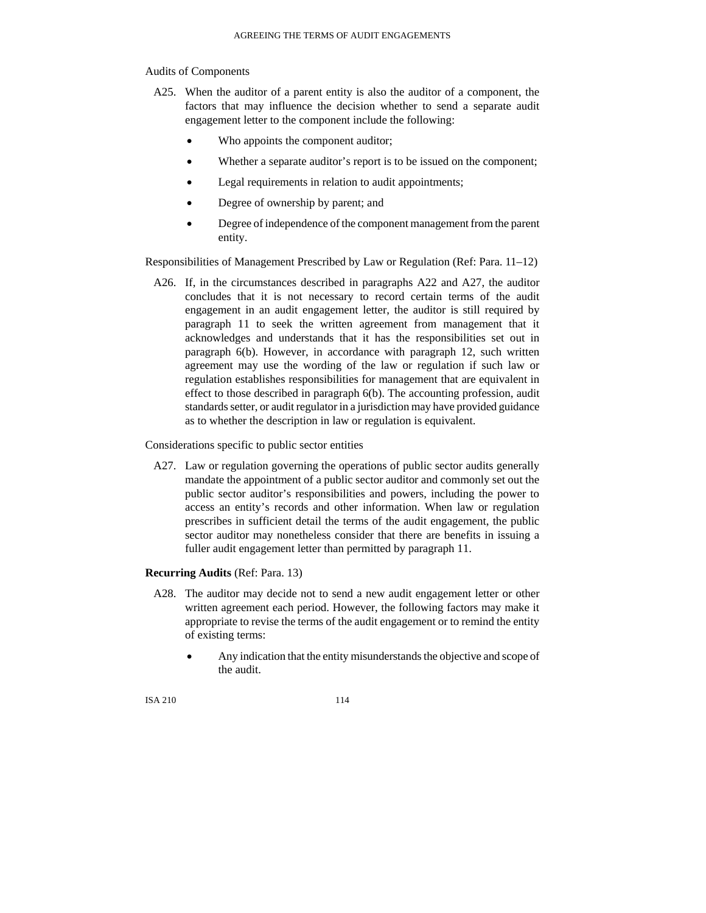Audits of Components

A25. When the auditor of a parent entity is also the auditor of a component, the factors that may influence the decision whether to send a separate audit engagement letter to the component include the following:

- Who appoints the component auditor;
- Whether a separate auditor's report is to be issued on the component;
- Legal requirements in relation to audit appointments;
- Degree of ownership by parent; and
- Degree of independence of the component management from the parent entity.

Responsibilities of Management Prescribed by Law or Regulation (Ref: Para. 11–12)

A26. If, in the circumstances described in paragraphs A22 and A27, the auditor concludes that it is not necessary to record certain terms of the audit engagement in an audit engagement letter, the auditor is still required by paragraph 11 to seek the written agreement from management that it acknowledges and understands that it has the responsibilities set out in paragraph 6(b). However, in accordance with paragraph 12, such written agreement may use the wording of the law or regulation if such law or regulation establishes responsibilities for management that are equivalent in effect to those described in paragraph 6(b). The accounting profession, audit standards setter, or audit regulator in a jurisdiction may have provided guidance as to whether the description in law or regulation is equivalent.

Considerations specific to public sector entities

A27. Law or regulation governing the operations of public sector audits generally mandate the appointment of a public sector auditor and commonly set out the public sector auditor's responsibilities and powers, including the power to access an entity's records and other information. When law or regulation prescribes in sufficient detail the terms of the audit engagement, the public sector auditor may nonetheless consider that there are benefits in issuing a fuller audit engagement letter than permitted by paragraph 11.

**Recurring Audits** (Ref: Para. 13)

A28. The auditor may decide not to send a new audit engagement letter or other written agreement each period. However, the following factors may make it appropriate to revise the terms of the audit engagement or to remind the entity of existing terms:

- Any indication that the entity misunderstands the objective and scope of the audit.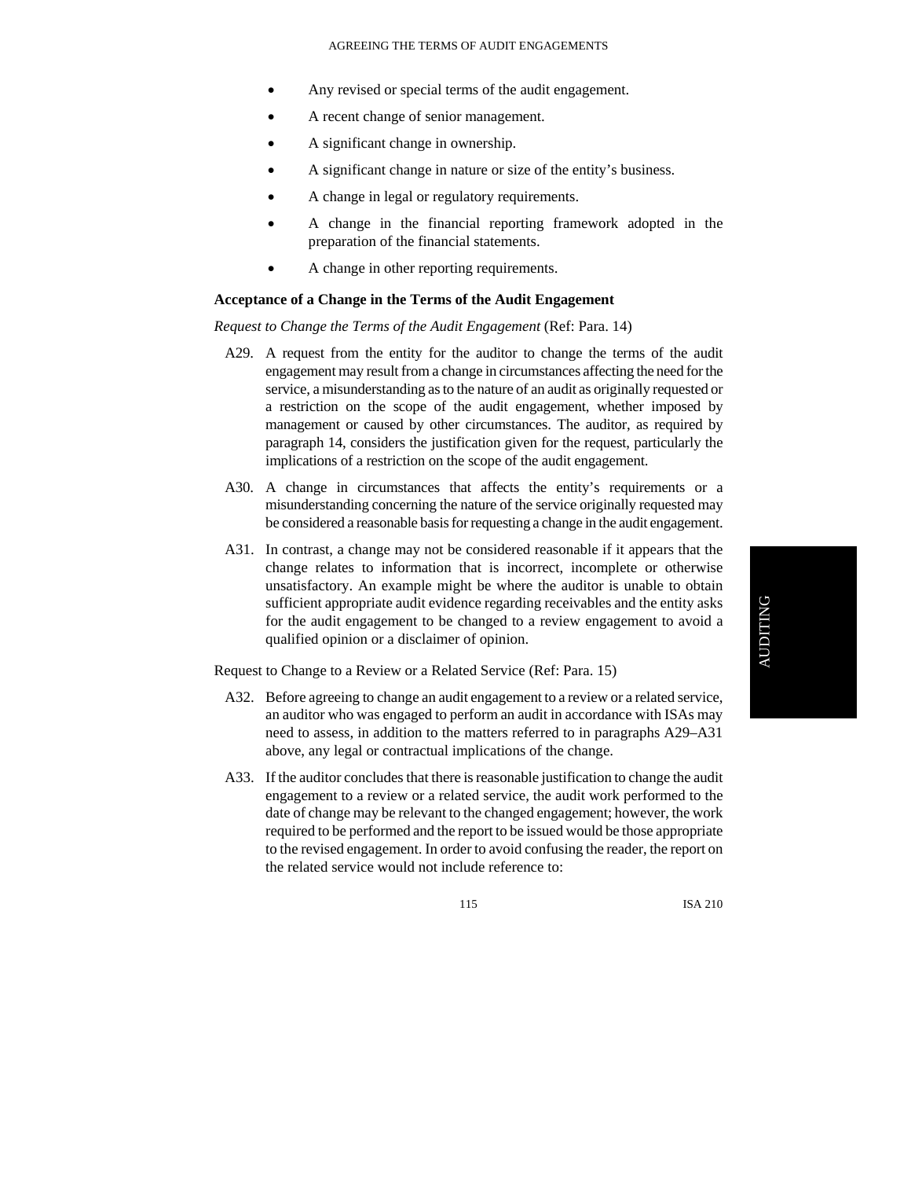- Any revised or special terms of the audit engagement.
- A recent change of senior management.
- A significant change in ownership.
- A significant change in nature or size of the entity's business.
- A change in legal or regulatory requirements.
- A change in the financial reporting framework adopted in the preparation of the financial statements.
- A change in other reporting requirements.

**Acceptance of a Change in the Terms of the Audit Engagement**

*Request to Change the Terms of the Audit Engagement* (Ref: Para. 14)

A29. A request from the entity for the auditor to change the terms of the audit engagement may result from a change in circumstances affecting the need for the service, a misunderstanding as to the nature of an audit as originally requested or a restriction on the scope of the audit engagement, whether imposed by management or caused by other circumstances. The auditor, as required by paragraph 14, considers the justification given for the request, particularly the implications of a restriction on the scope of the audit engagement.

A30. A change in circumstances that affects the entity's requirements or a misunderstanding concerning the nature of the service originally requested may be considered a reasonable basis for requesting a change in the audit engagement.

A31. In contrast, a change may not be considered reasonable if it appears that the change relates to information that is incorrect, incomplete or otherwise unsatisfactory. An example might be where the auditor is unable to obtain sufficient appropriate audit evidence regarding receivables and the entity asks for the audit engagement to be changed to a review engagement to avoid a qualified opinion or a disclaimer of opinion.

Request to Change to a Review or a Related Service (Ref: Para. 15)

A32. Before agreeing to change an audit engagement to a review or a related service, an auditor who was engaged to perform an audit in accordance with ISAs may need to assess, in addition to the matters referred to in paragraphs A29–A31 above, any legal or contractual implications of the change.

A33. If the auditor concludes that there is reasonable justification to change the audit engagement to a review or a related service, the audit work performed to the date of change may be relevant to the changed engagement; however, the work required to be performed and the report to be issued would be those appropriate to the revised engagement. In order to avoid confusing the reader, the report on the related service would not include reference to: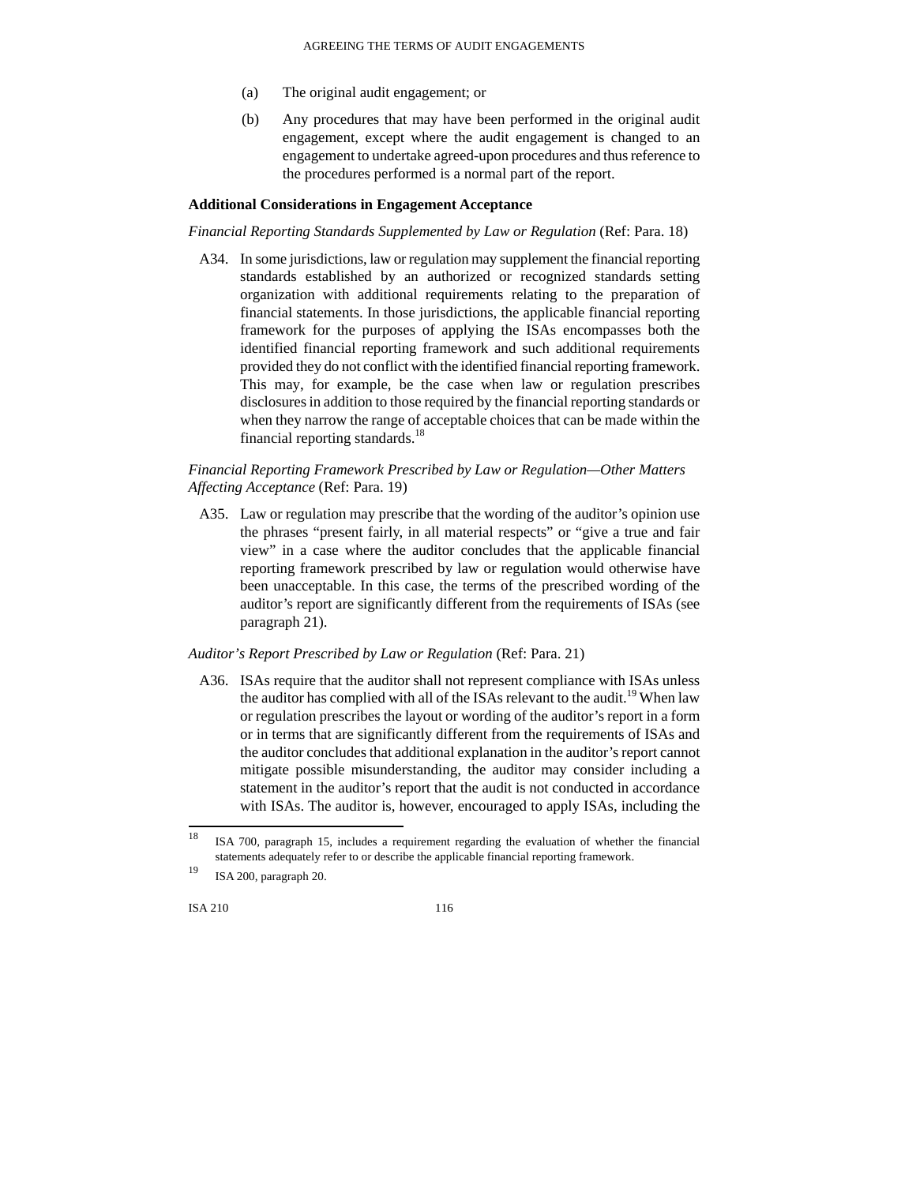(a) The original audit engagement; or

(b) Any procedures that may have been performed in the original audit engagement, except where the audit engagement is changed to an engagement to undertake agreed-upon procedures and thus reference to the procedures performed is a normal part of the report.

**Additional Considerations in Engagement Acceptance**

*Financial Reporting Standards Supplemented by Law or Regulation* (Ref: Para. 18)

A34. In some jurisdictions, law or regulation may supplement the financial reporting standards established by an authorized or recognized standards setting organization with additional requirements relating to the preparation of financial statements. In those jurisdictions, the applicable financial reporting framework for the purposes of applying the ISAs encompasses both the identified financial reporting framework and such additional requirements provided they do not conflict with the identified financial reporting framework. This may, for example, be the case when law or regulation prescribes disclosures in addition to those required by the financial reporting standards or when they narrow the range of acceptable choices that can be made within the financial reporting standards.[18]

*Financial Reporting Framework Prescribed by Law or Regulation—Other Matters Affecting Acceptance* (Ref: Para. 19)

A35. Law or regulation may prescribe that the wording of the auditor's opinion use the phrases "present fairly, in all material respects" or "give a true and fair view" in a case where the auditor concludes that the applicable financial reporting framework prescribed by law or regulation would otherwise have been unacceptable. In this case, the terms of the prescribed wording of the auditor's report are significantly different from the requirements of ISAs (see paragraph 21).

*Auditor's Report Prescribed by Law or Regulation* (Ref: Para. 21)

A36. ISAs require that the auditor shall not represent compliance with ISAs unless the auditor has complied with all of the ISAs relevant to the audit.[19] When law or regulation prescribes the layout or wording of the auditor's report in a form or in terms that are significantly different from the requirements of ISAs and the auditor concludes that additional explanation in the auditor's report cannot mitigate possible misunderstanding, the auditor may consider including a statement in the auditor's report that the audit is not conducted in accordance with ISAs. The auditor is, however, encouraged to apply ISAs, including the

[18] ISA 700, paragraph 15, includes a requirement regarding the evaluation of whether the financial statements adequately refer to or describe the applicable financial reporting framework.

[19] ISA 200, paragraph 20.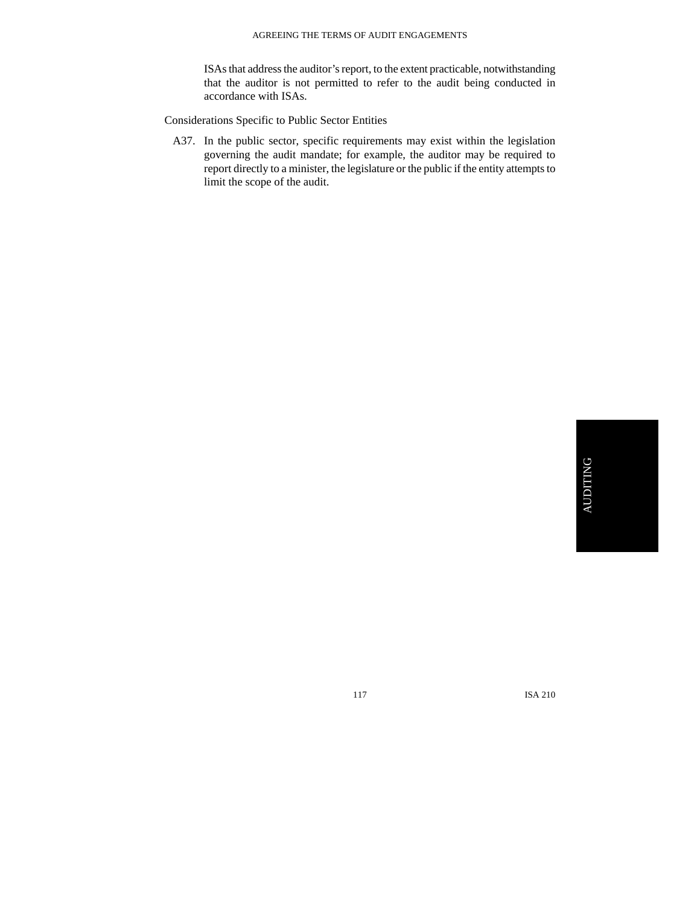ISAs that address the auditor's report, to the extent practicable, notwithstanding that the auditor is not permitted to refer to the audit being conducted in accordance with ISAs.

Considerations Specific to Public Sector Entities

A37. In the public sector, specific requirements may exist within the legislation governing the audit mandate; for example, the auditor may be required to report directly to a minister, the legislature or the public if the entity attempts to limit the scope of the audit.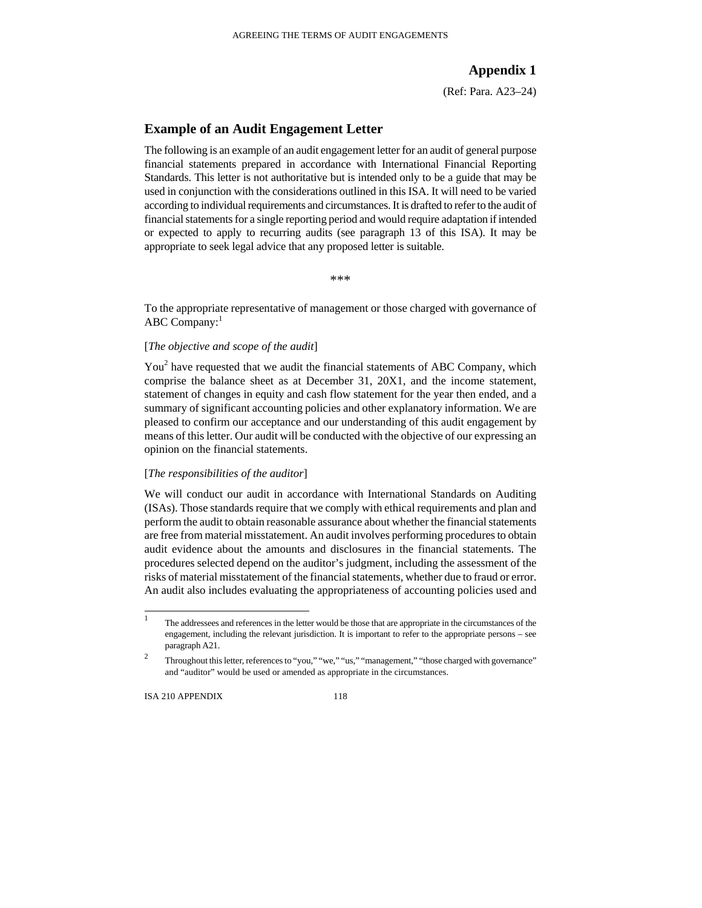# Appendix 1

(Ref: Para. A23–24)

## Example of an Audit Engagement Letter

The following is an example of an audit engagement letter for an audit of general purpose financial statements prepared in accordance with International Financial Reporting Standards. This letter is not authoritative but is intended only to be a guide that may be used in conjunction with the considerations outlined in this ISA. It will need to be varied according to individual requirements and circumstances. It is drafted to refer to the audit of financial statements for a single reporting period and would require adaptation if intended or expected to apply to recurring audits (see paragraph 13 of this ISA). It may be appropriate to seek legal advice that any proposed letter is suitable.

***

To the appropriate representative of management or those charged with governance of ABC Company:[1]

[*The objective and scope of the audit*]

You[2] have requested that we audit the financial statements of ABC Company, which comprise the balance sheet as at December 31, 20X1, and the income statement, statement of changes in equity and cash flow statement for the year then ended, and a summary of significant accounting policies and other explanatory information. We are pleased to confirm our acceptance and our understanding of this audit engagement by means of this letter. Our audit will be conducted with the objective of our expressing an opinion on the financial statements.

[*The responsibilities of the auditor*]

We will conduct our audit in accordance with International Standards on Auditing (ISAs). Those standards require that we comply with ethical requirements and plan and perform the audit to obtain reasonable assurance about whether the financial statements are free from material misstatement. An audit involves performing procedures to obtain audit evidence about the amounts and disclosures in the financial statements. The procedures selected depend on the auditor's judgment, including the assessment of the risks of material misstatement of the financial statements, whether due to fraud or error. An audit also includes evaluating the appropriateness of accounting policies used and

---

[1] The addressees and references in the letter would be those that are appropriate in the circumstances of the engagement, including the relevant jurisdiction. It is important to refer to the appropriate persons – see paragraph A21.

[2] Throughout this letter, references to "you," "we," "us," "management," "those charged with governance" and "auditor" would be used or amended as appropriate in the circumstances.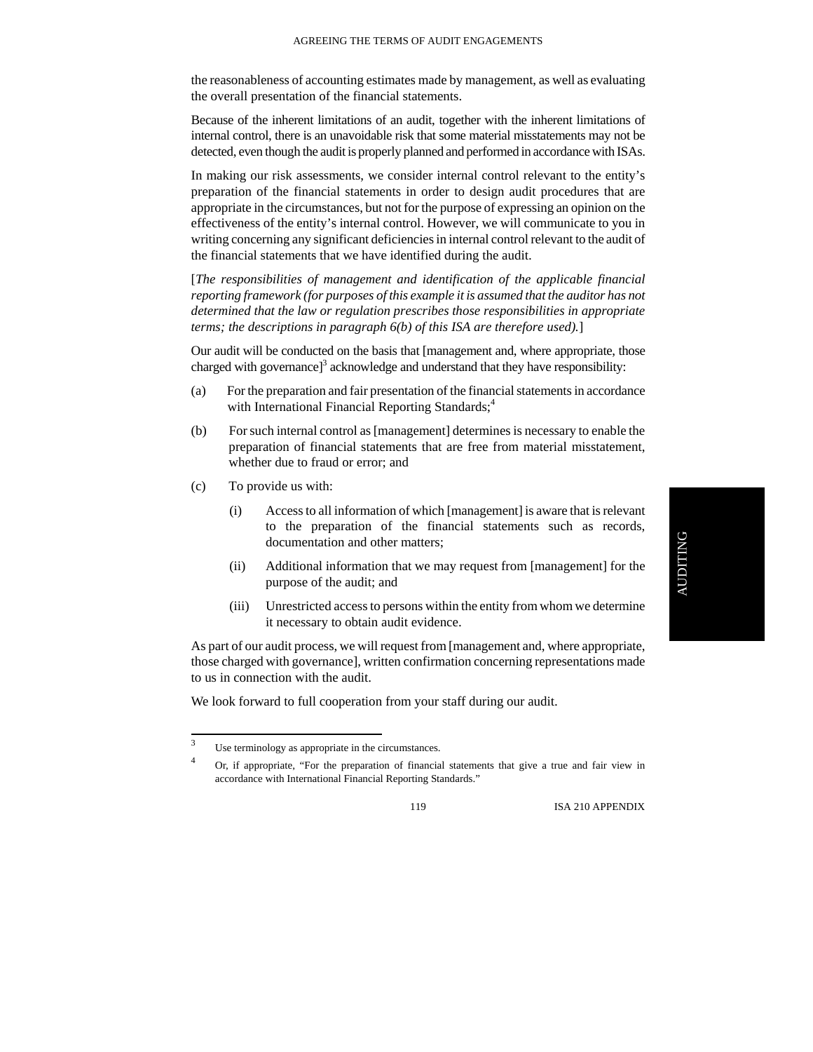the reasonableness of accounting estimates made by management, as well as evaluating the overall presentation of the financial statements.

Because of the inherent limitations of an audit, together with the inherent limitations of internal control, there is an unavoidable risk that some material misstatements may not be detected, even though the audit is properly planned and performed in accordance with ISAs.

In making our risk assessments, we consider internal control relevant to the entity's preparation of the financial statements in order to design audit procedures that are appropriate in the circumstances, but not for the purpose of expressing an opinion on the effectiveness of the entity's internal control. However, we will communicate to you in writing concerning any significant deficiencies in internal control relevant to the audit of the financial statements that we have identified during the audit.

[*The responsibilities of management and identification of the applicable financial reporting framework (for purposes of this example it is assumed that the auditor has not determined that the law or regulation prescribes those responsibilities in appropriate terms; the descriptions in paragraph 6(b) of this ISA are therefore used).*]

Our audit will be conducted on the basis that [management and, where appropriate, those charged with governance][3] acknowledge and understand that they have responsibility:

(a) For the preparation and fair presentation of the financial statements in accordance with International Financial Reporting Standards;[4]

(b) For such internal control as [management] determines is necessary to enable the preparation of financial statements that are free from material misstatement, whether due to fraud or error; and

(c) To provide us with:

  (i) Access to all information of which [management] is aware that is relevant to the preparation of the financial statements such as records, documentation and other matters;

  (ii) Additional information that we may request from [management] for the purpose of the audit; and

  (iii) Unrestricted access to persons within the entity from whom we determine it necessary to obtain audit evidence.

As part of our audit process, we will request from [management and, where appropriate, those charged with governance], written confirmation concerning representations made to us in connection with the audit.

We look forward to full cooperation from your staff during our audit.

---

[3] Use terminology as appropriate in the circumstances.

[4] Or, if appropriate, "For the preparation of financial statements that give a true and fair view in accordance with International Financial Reporting Standards."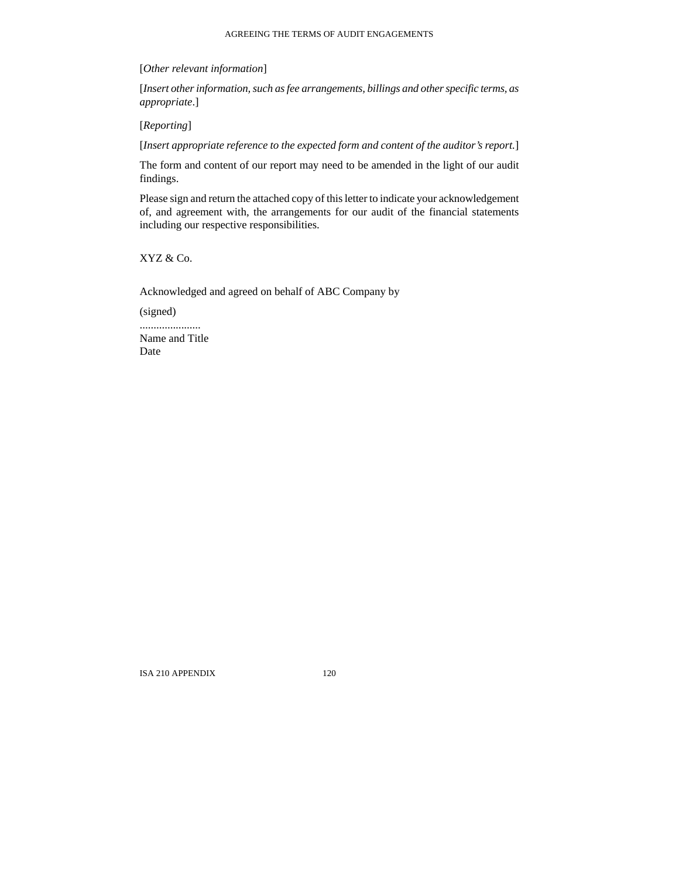[*Other relevant information*]

[*Insert other information, such as fee arrangements, billings and other specific terms, as appropriate*.]

[*Reporting*]

[*Insert appropriate reference to the expected form and content of the auditor's report.*]

The form and content of our report may need to be amended in the light of our audit findings.

Please sign and return the attached copy of this letter to indicate your acknowledgement of, and agreement with, the arrangements for our audit of the financial statements including our respective responsibilities.

XYZ & Co.

Acknowledged and agreed on behalf of ABC Company by

(signed)

......................
Name and Title
Date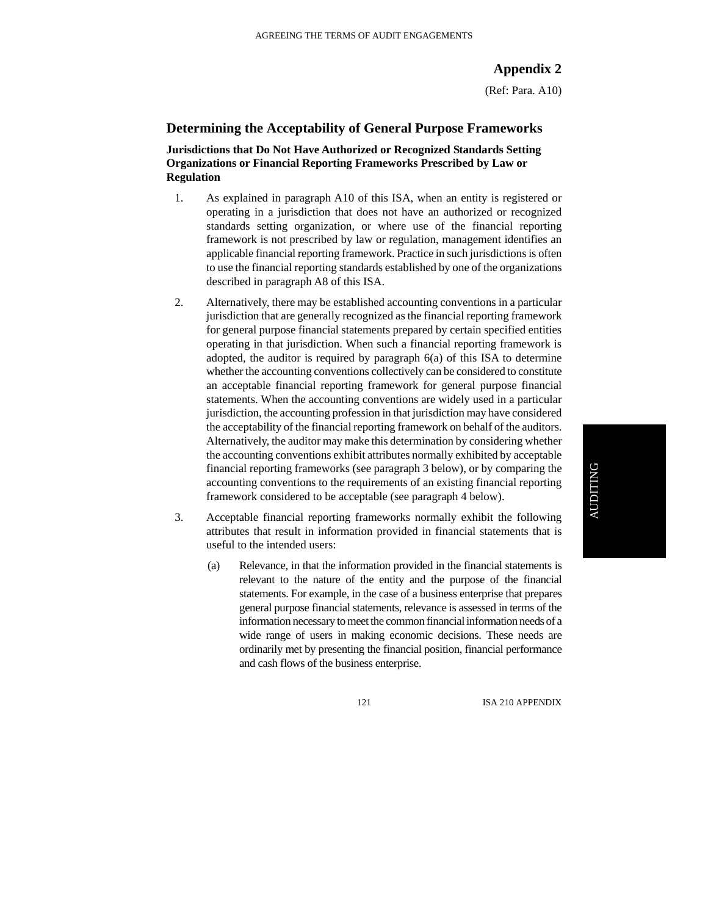## Appendix 2

(Ref: Para. A10)

### Determining the Acceptability of General Purpose Frameworks

**Jurisdictions that Do Not Have Authorized or Recognized Standards Setting Organizations or Financial Reporting Frameworks Prescribed by Law or Regulation**

1. As explained in paragraph A10 of this ISA, when an entity is registered or operating in a jurisdiction that does not have an authorized or recognized standards setting organization, or where use of the financial reporting framework is not prescribed by law or regulation, management identifies an applicable financial reporting framework. Practice in such jurisdictions is often to use the financial reporting standards established by one of the organizations described in paragraph A8 of this ISA.

2. Alternatively, there may be established accounting conventions in a particular jurisdiction that are generally recognized as the financial reporting framework for general purpose financial statements prepared by certain specified entities operating in that jurisdiction. When such a financial reporting framework is adopted, the auditor is required by paragraph 6(a) of this ISA to determine whether the accounting conventions collectively can be considered to constitute an acceptable financial reporting framework for general purpose financial statements. When the accounting conventions are widely used in a particular jurisdiction, the accounting profession in that jurisdiction may have considered the acceptability of the financial reporting framework on behalf of the auditors. Alternatively, the auditor may make this determination by considering whether the accounting conventions exhibit attributes normally exhibited by acceptable financial reporting frameworks (see paragraph 3 below), or by comparing the accounting conventions to the requirements of an existing financial reporting framework considered to be acceptable (see paragraph 4 below).

3. Acceptable financial reporting frameworks normally exhibit the following attributes that result in information provided in financial statements that is useful to the intended users:

   (a) Relevance, in that the information provided in the financial statements is relevant to the nature of the entity and the purpose of the financial statements. For example, in the case of a business enterprise that prepares general purpose financial statements, relevance is assessed in terms of the information necessary to meet the common financial information needs of a wide range of users in making economic decisions. These needs are ordinarily met by presenting the financial position, financial performance and cash flows of the business enterprise.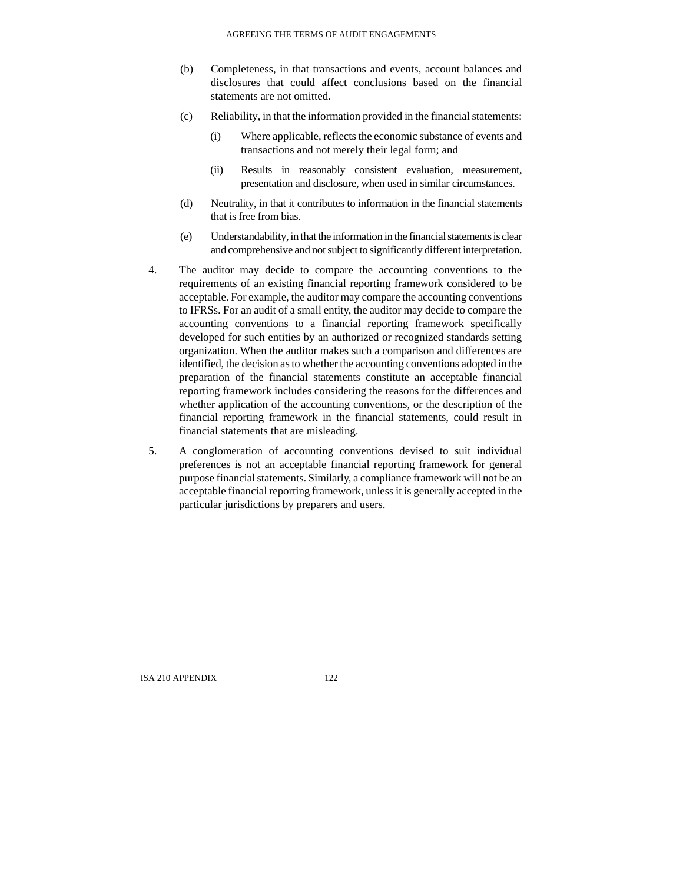(b) Completeness, in that transactions and events, account balances and disclosures that could affect conclusions based on the financial statements are not omitted.

(c) Reliability, in that the information provided in the financial statements:

   (i) Where applicable, reflects the economic substance of events and transactions and not merely their legal form; and

   (ii) Results in reasonably consistent evaluation, measurement, presentation and disclosure, when used in similar circumstances.

(d) Neutrality, in that it contributes to information in the financial statements that is free from bias.

(e) Understandability, in that the information in the financial statements is clear and comprehensive and not subject to significantly different interpretation.

4. The auditor may decide to compare the accounting conventions to the requirements of an existing financial reporting framework considered to be acceptable. For example, the auditor may compare the accounting conventions to IFRSs. For an audit of a small entity, the auditor may decide to compare the accounting conventions to a financial reporting framework specifically developed for such entities by an authorized or recognized standards setting organization. When the auditor makes such a comparison and differences are identified, the decision as to whether the accounting conventions adopted in the preparation of the financial statements constitute an acceptable financial reporting framework includes considering the reasons for the differences and whether application of the accounting conventions, or the description of the financial reporting framework in the financial statements, could result in financial statements that are misleading.

5. A conglomeration of accounting conventions devised to suit individual preferences is not an acceptable financial reporting framework for general purpose financial statements. Similarly, a compliance framework will not be an acceptable financial reporting framework, unless it is generally accepted in the particular jurisdictions by preparers and users.